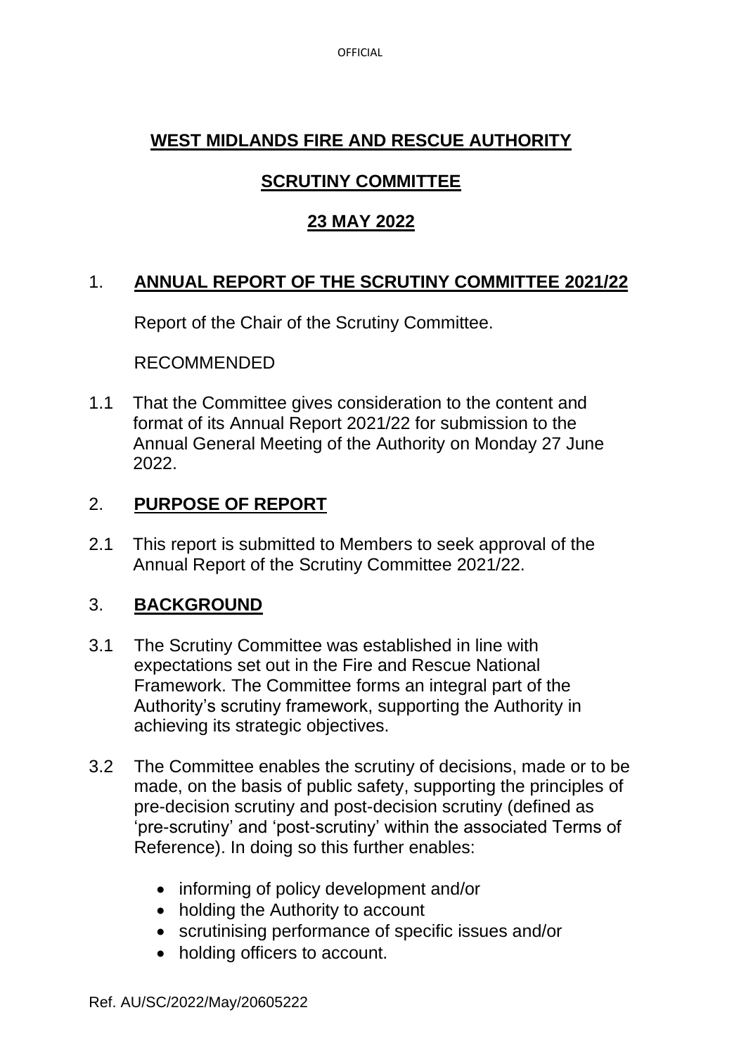# WEST MIDLANDS FIRE AND RESCUE AUTHORITY

## SCRUTINY COMMITTEE

## 23 MAY 2022

### 1. ANNUAL REPORT OF THE SCRUTINY COMMITTEE 2021/22

Report of the Chair of the Scrutiny Committee.

RECOMMENDED

1.1 That the Committee gives consideration to the content and format of its Annual Report 2021/22 for submission to the Annual General Meeting of the Authority on Monday 27 June 2022.

### 2. PURPOSE OF REPORT

2.1 This report is submitted to Members to seek approval of the Annual Report of the Scrutiny Committee 2021/22.

### 3. BACKGROUND

3.1 The Scrutiny Committee was established in line with expectations set out in the Fire and Rescue National Framework. The Committee forms an integral part of the Authority's scrutiny framework, supporting the Authority in achieving its strategic objectives.

3.2 The Committee enables the scrutiny of decisions, made or to be made, on the basis of public safety, supporting the principles of pre-decision scrutiny and post-decision scrutiny (defined as 'pre-scrutiny' and 'post-scrutiny' within the associated Terms of Reference). In doing so this further enables:

- informing of policy development and/or
- holding the Authority to account
- scrutinising performance of specific issues and/or
- holding officers to account.

Ref. AU/SC/2022/May/20605222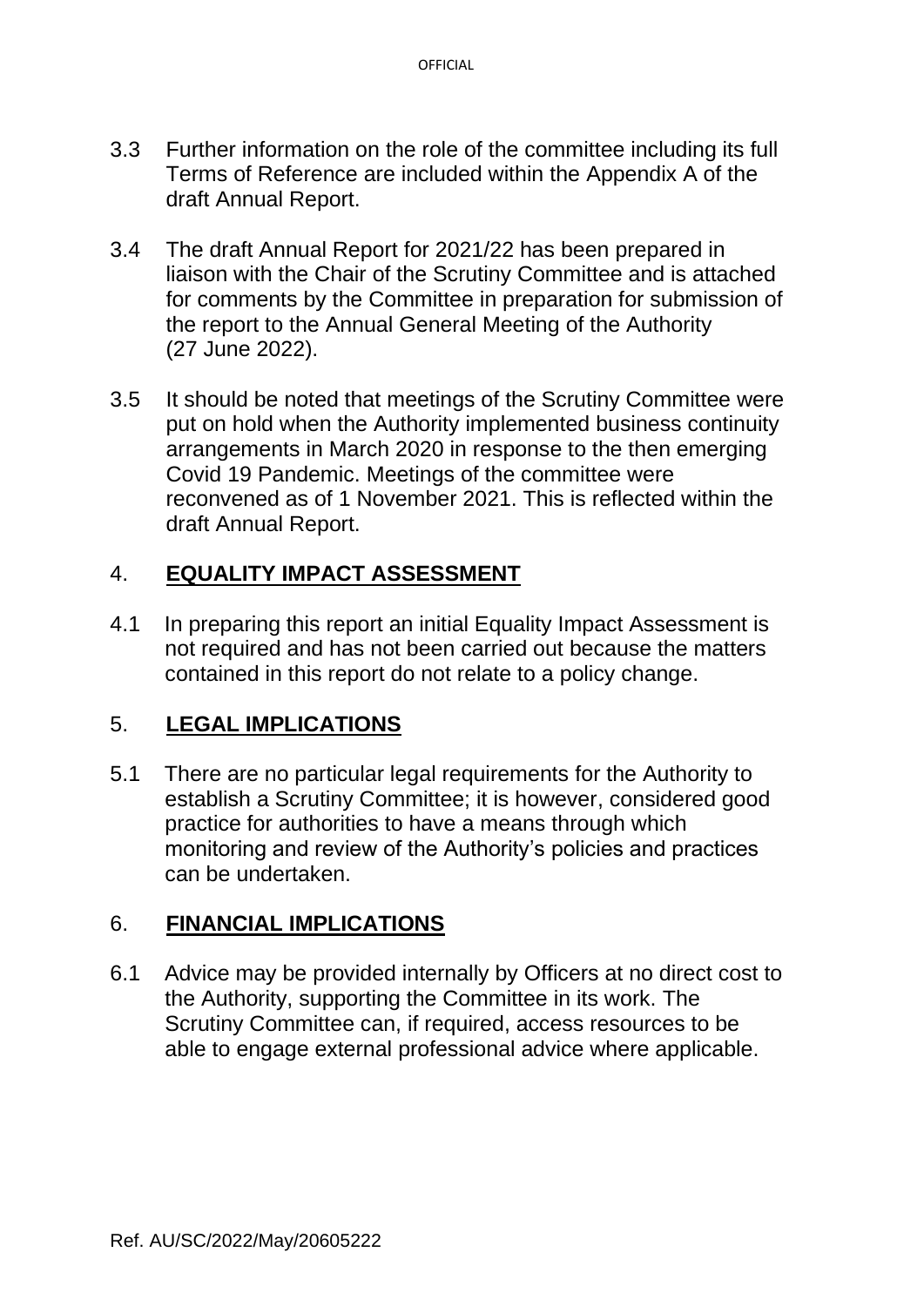3.3 Further information on the role of the committee including its full Terms of Reference are included within the Appendix A of the draft Annual Report.

3.4 The draft Annual Report for 2021/22 has been prepared in liaison with the Chair of the Scrutiny Committee and is attached for comments by the Committee in preparation for submission of the report to the Annual General Meeting of the Authority (27 June 2022).

3.5 It should be noted that meetings of the Scrutiny Committee were put on hold when the Authority implemented business continuity arrangements in March 2020 in response to the then emerging Covid 19 Pandemic. Meetings of the committee were reconvened as of 1 November 2021. This is reflected within the draft Annual Report.

## 4. **EQUALITY IMPACT ASSESSMENT**

4.1 In preparing this report an initial Equality Impact Assessment is not required and has not been carried out because the matters contained in this report do not relate to a policy change.

## 5. **LEGAL IMPLICATIONS**

5.1 There are no particular legal requirements for the Authority to establish a Scrutiny Committee; it is however, considered good practice for authorities to have a means through which monitoring and review of the Authority's policies and practices can be undertaken.

## 6. **FINANCIAL IMPLICATIONS**

6.1 Advice may be provided internally by Officers at no direct cost to the Authority, supporting the Committee in its work. The Scrutiny Committee can, if required, access resources to be able to engage external professional advice where applicable.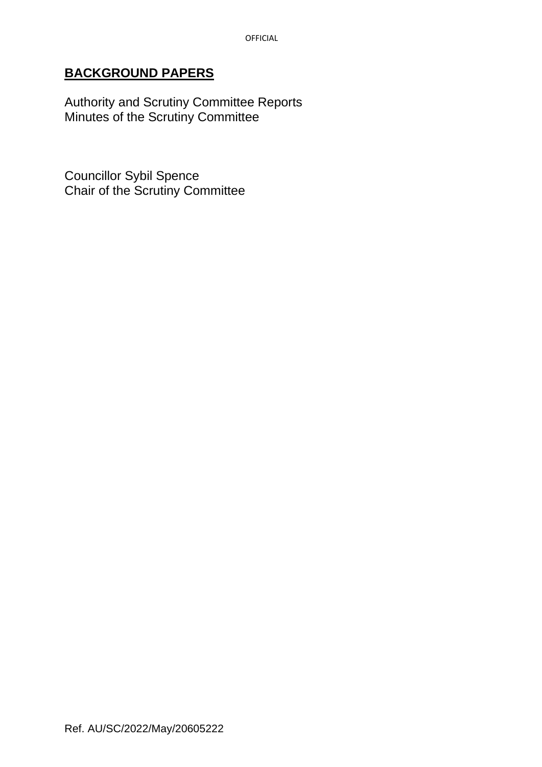**BACKGROUND PAPERS**

Authority and Scrutiny Committee Reports
Minutes of the Scrutiny Committee

Councillor Sybil Spence
Chair of the Scrutiny Committee

Ref. AU/SC/2022/May/20605222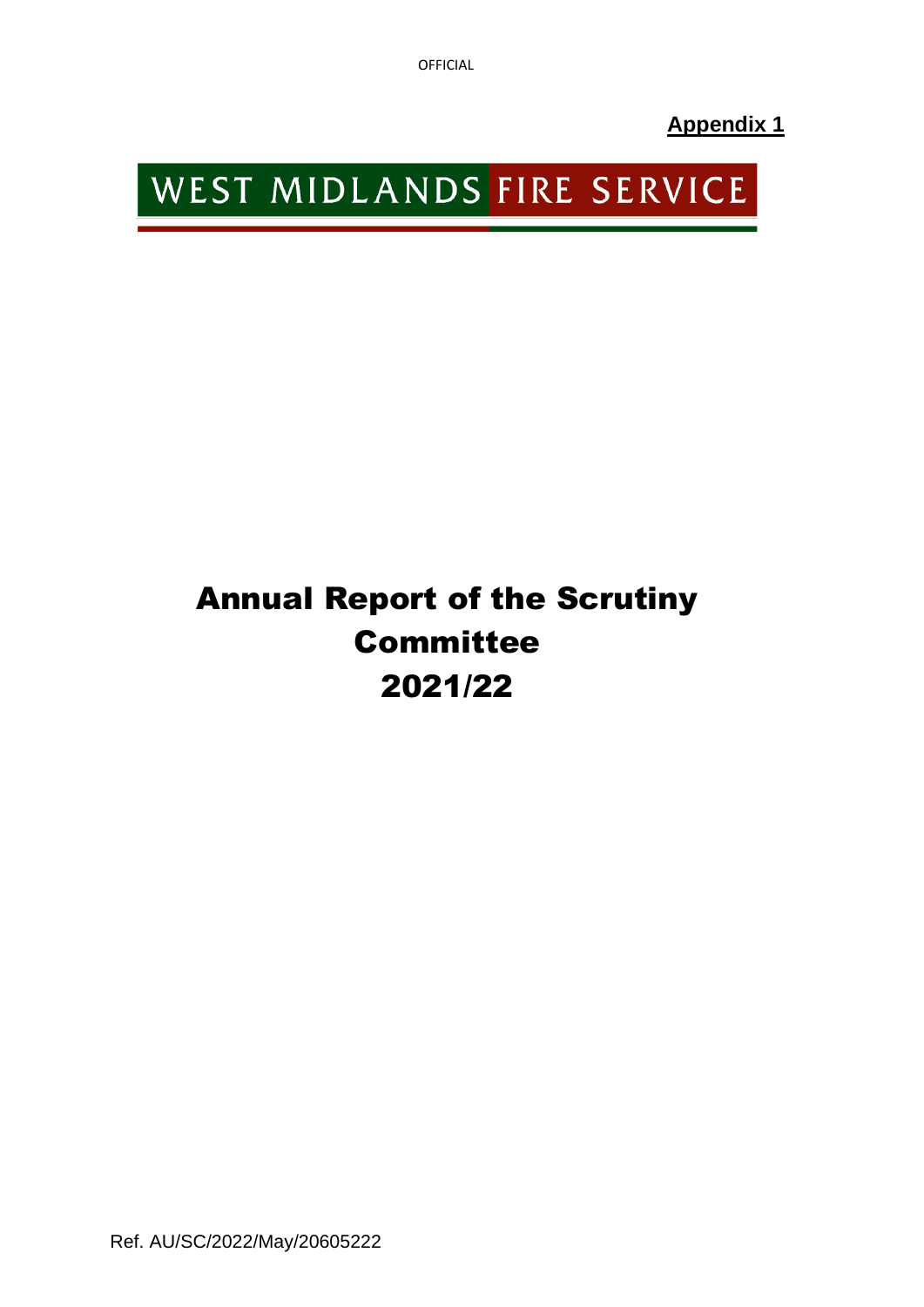**Appendix 1**

WEST MIDLANDS FIRE SERVICE

# Annual Report of the Scrutiny Committee 2021/22

Ref. AU/SC/2022/May/20605222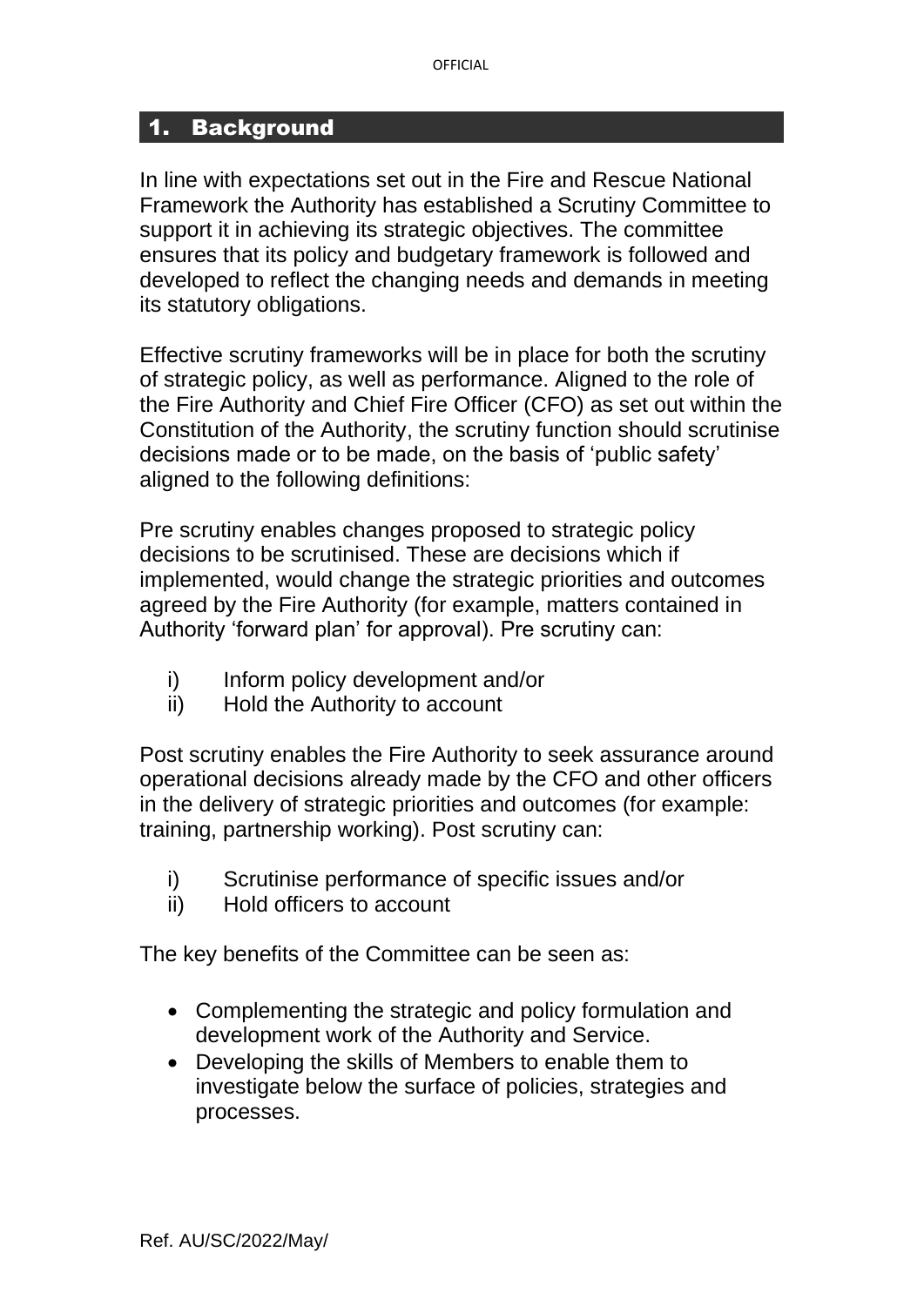## 1. Background

In line with expectations set out in the Fire and Rescue National Framework the Authority has established a Scrutiny Committee to support it in achieving its strategic objectives. The committee ensures that its policy and budgetary framework is followed and developed to reflect the changing needs and demands in meeting its statutory obligations.

Effective scrutiny frameworks will be in place for both the scrutiny of strategic policy, as well as performance. Aligned to the role of the Fire Authority and Chief Fire Officer (CFO) as set out within the Constitution of the Authority, the scrutiny function should scrutinise decisions made or to be made, on the basis of 'public safety' aligned to the following definitions:

Pre scrutiny enables changes proposed to strategic policy decisions to be scrutinised. These are decisions which if implemented, would change the strategic priorities and outcomes agreed by the Fire Authority (for example, matters contained in Authority 'forward plan' for approval). Pre scrutiny can:

i) Inform policy development and/or
ii) Hold the Authority to account

Post scrutiny enables the Fire Authority to seek assurance around operational decisions already made by the CFO and other officers in the delivery of strategic priorities and outcomes (for example: training, partnership working). Post scrutiny can:

i) Scrutinise performance of specific issues and/or
ii) Hold officers to account

The key benefits of the Committee can be seen as:

- Complementing the strategic and policy formulation and development work of the Authority and Service.
- Developing the skills of Members to enable them to investigate below the surface of policies, strategies and processes.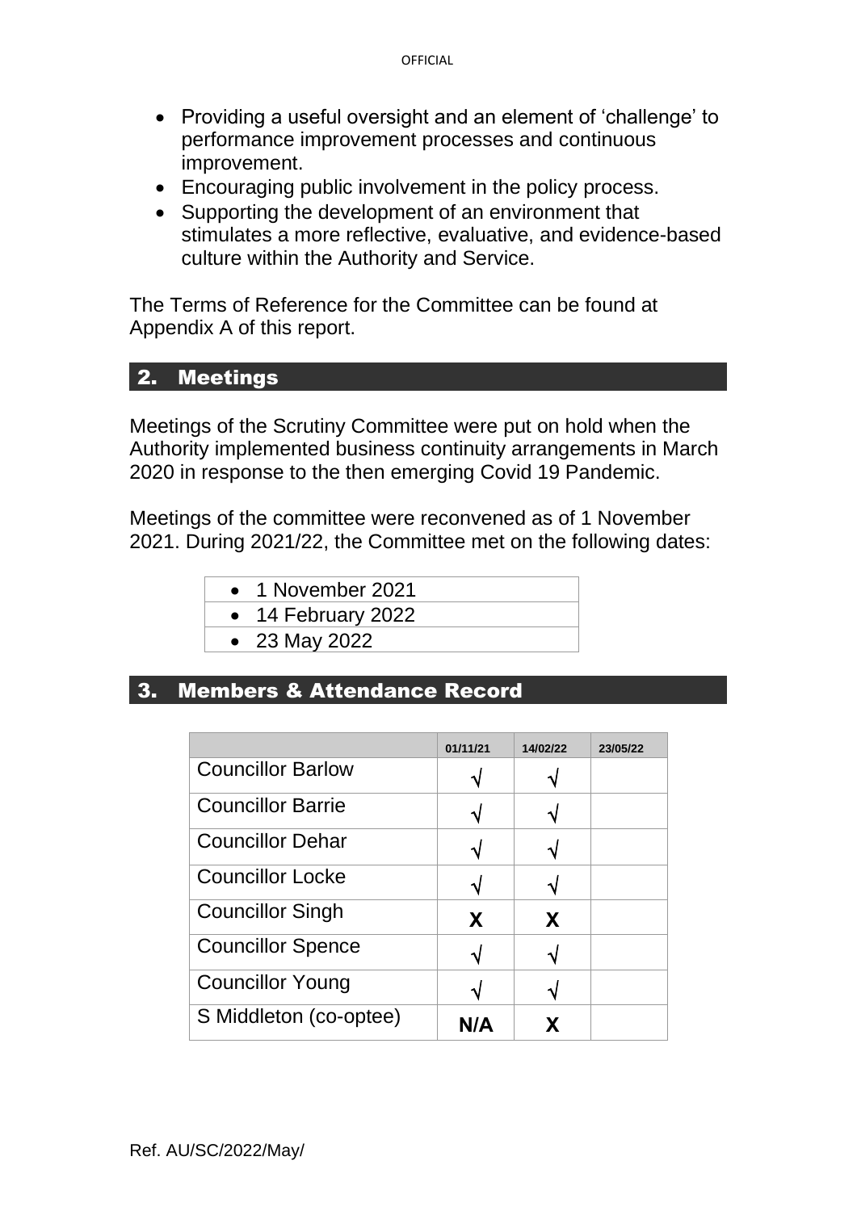- Providing a useful oversight and an element of 'challenge' to performance improvement processes and continuous improvement.
- Encouraging public involvement in the policy process.
- Supporting the development of an environment that stimulates a more reflective, evaluative, and evidence-based culture within the Authority and Service.

The Terms of Reference for the Committee can be found at Appendix A of this report.

## 2. Meetings

Meetings of the Scrutiny Committee were put on hold when the Authority implemented business continuity arrangements in March 2020 in response to the then emerging Covid 19 Pandemic.

Meetings of the committee were reconvened as of 1 November 2021. During 2021/22, the Committee met on the following dates:

- 1 November 2021
- 14 February 2022
- 23 May 2022

## 3. Members & Attendance Record

| | 01/11/21 | 14/02/22 | 23/05/22 |
|---|---|---|---|
| Councillor Barlow | √ | √ | |
| Councillor Barrie | √ | √ | |
| Councillor Dehar | √ | √ | |
| Councillor Locke | √ | √ | |
| Councillor Singh | **X** | **X** | |
| Councillor Spence | √ | √ | |
| Councillor Young | √ | √ | |
| S Middleton (co-optee) | **N/A** | **X** | |

Ref. AU/SC/2022/May/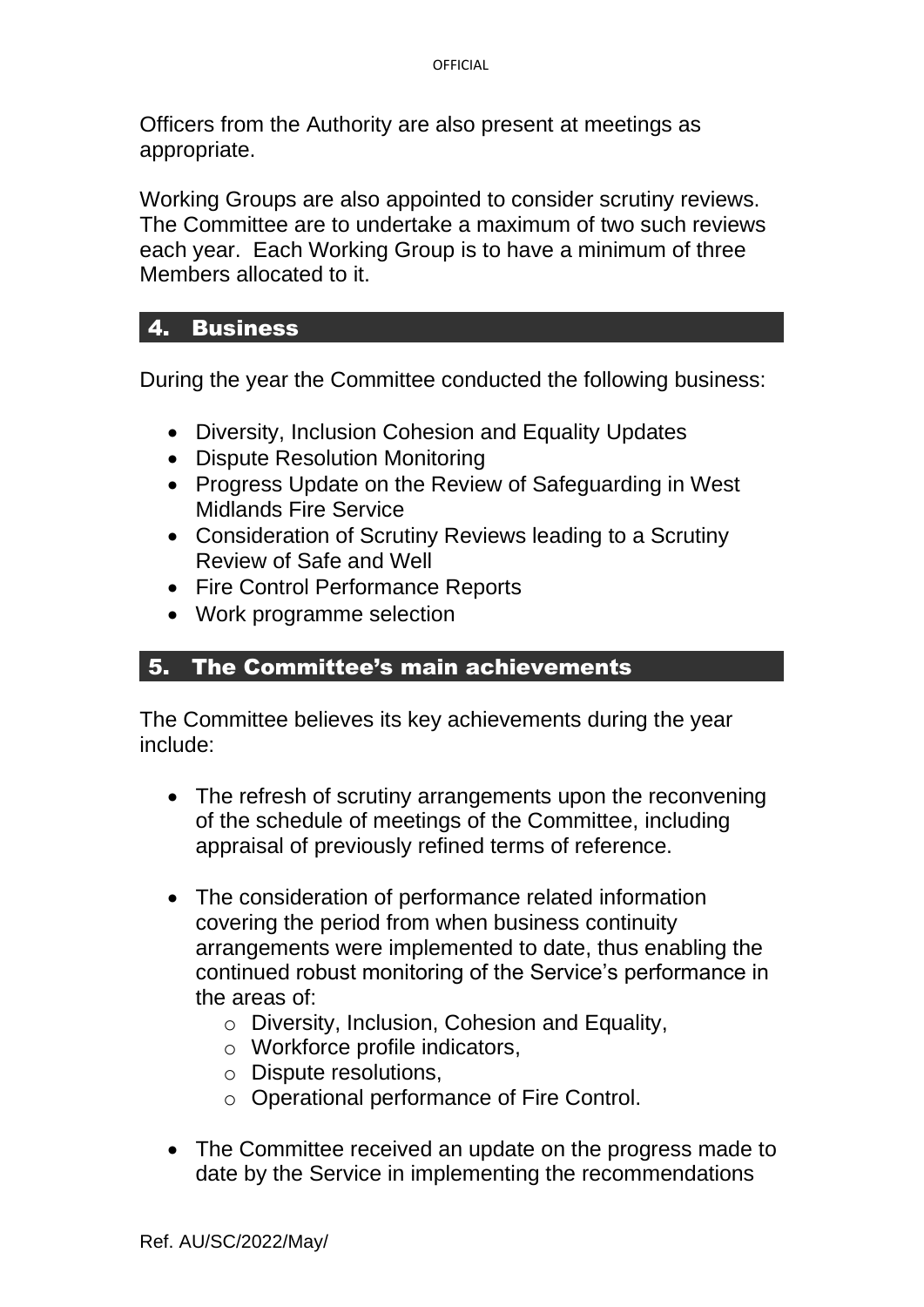Officers from the Authority are also present at meetings as appropriate.

Working Groups are also appointed to consider scrutiny reviews. The Committee are to undertake a maximum of two such reviews each year. Each Working Group is to have a minimum of three Members allocated to it.

## 4. Business

During the year the Committee conducted the following business:

- Diversity, Inclusion Cohesion and Equality Updates
- Dispute Resolution Monitoring
- Progress Update on the Review of Safeguarding in West Midlands Fire Service
- Consideration of Scrutiny Reviews leading to a Scrutiny Review of Safe and Well
- Fire Control Performance Reports
- Work programme selection

## 5. The Committee's main achievements

The Committee believes its key achievements during the year include:

- The refresh of scrutiny arrangements upon the reconvening of the schedule of meetings of the Committee, including appraisal of previously refined terms of reference.

- The consideration of performance related information covering the period from when business continuity arrangements were implemented to date, thus enabling the continued robust monitoring of the Service's performance in the areas of:
    - Diversity, Inclusion, Cohesion and Equality,
    - Workforce profile indicators,
    - Dispute resolutions,
    - Operational performance of Fire Control.

- The Committee received an update on the progress made to date by the Service in implementing the recommendations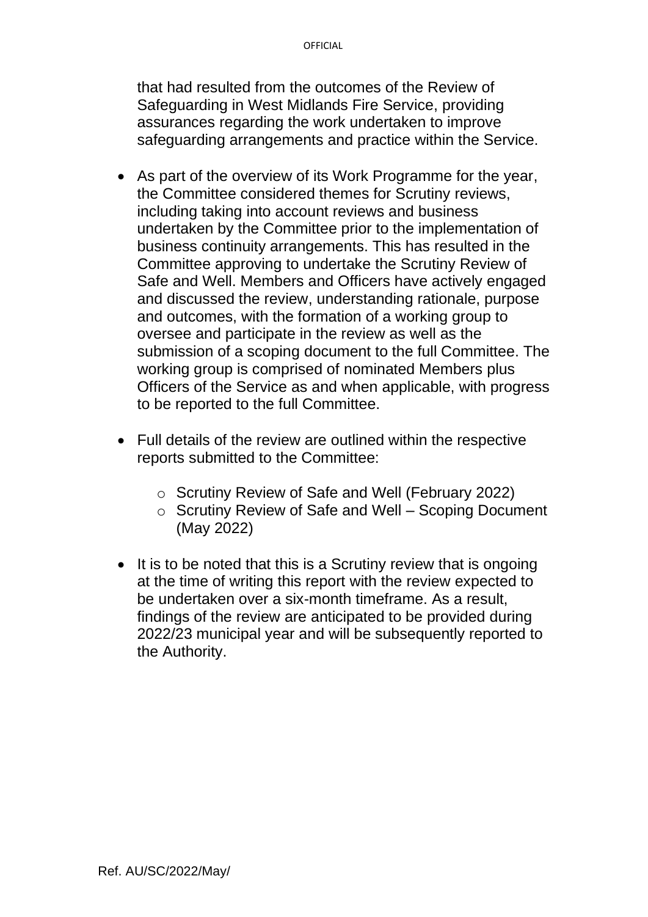that had resulted from the outcomes of the Review of Safeguarding in West Midlands Fire Service, providing assurances regarding the work undertaken to improve safeguarding arrangements and practice within the Service.

- As part of the overview of its Work Programme for the year, the Committee considered themes for Scrutiny reviews, including taking into account reviews and business undertaken by the Committee prior to the implementation of business continuity arrangements. This has resulted in the Committee approving to undertake the Scrutiny Review of Safe and Well. Members and Officers have actively engaged and discussed the review, understanding rationale, purpose and outcomes, with the formation of a working group to oversee and participate in the review as well as the submission of a scoping document to the full Committee. The working group is comprised of nominated Members plus Officers of the Service as and when applicable, with progress to be reported to the full Committee.

- Full details of the review are outlined within the respective reports submitted to the Committee:

    - Scrutiny Review of Safe and Well (February 2022)
    - Scrutiny Review of Safe and Well – Scoping Document (May 2022)

- It is to be noted that this is a Scrutiny review that is ongoing at the time of writing this report with the review expected to be undertaken over a six-month timeframe. As a result, findings of the review are anticipated to be provided during 2022/23 municipal year and will be subsequently reported to the Authority.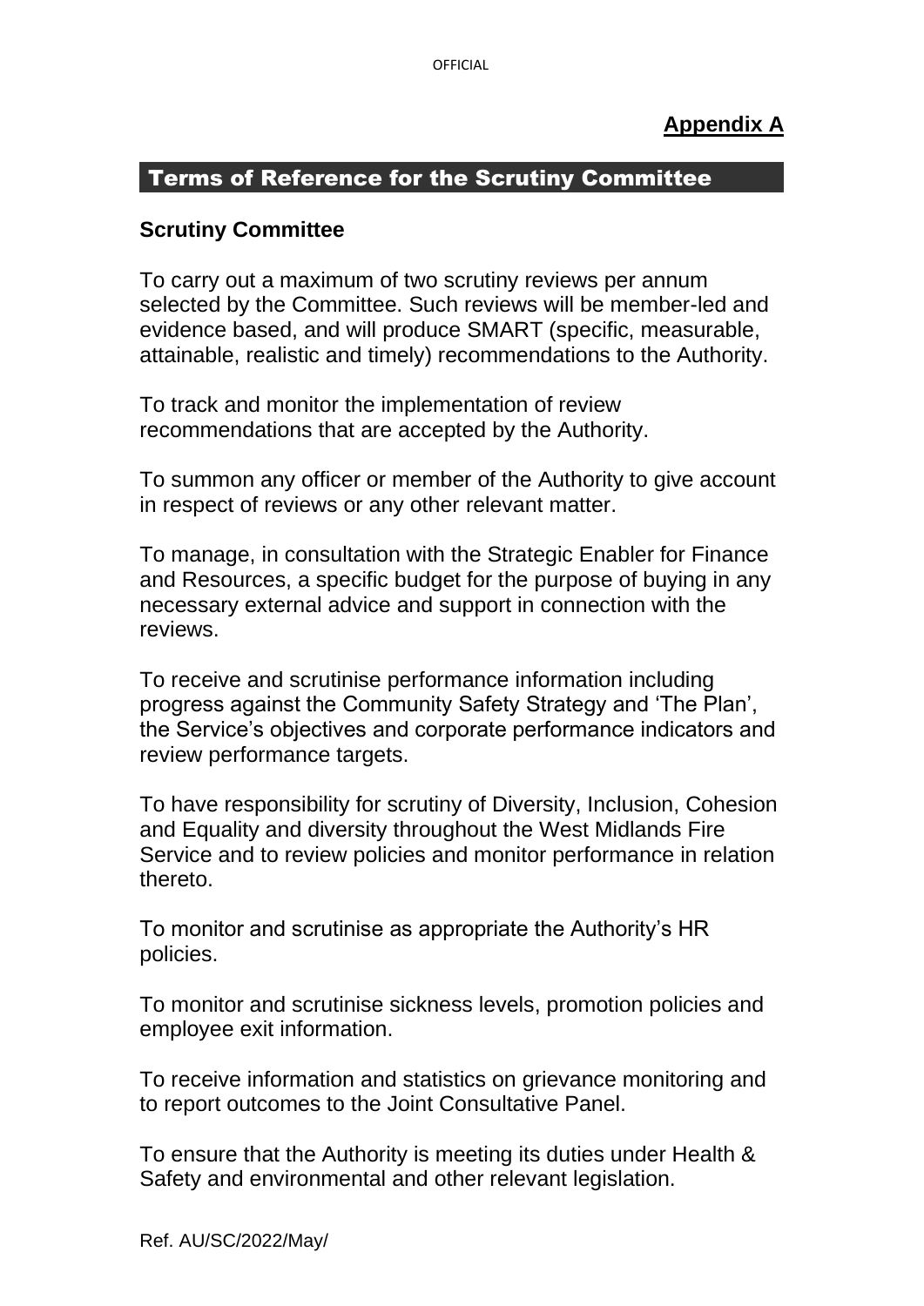**Appendix A**

## Terms of Reference for the Scrutiny Committee

### Scrutiny Committee

To carry out a maximum of two scrutiny reviews per annum selected by the Committee. Such reviews will be member-led and evidence based, and will produce SMART (specific, measurable, attainable, realistic and timely) recommendations to the Authority.

To track and monitor the implementation of review recommendations that are accepted by the Authority.

To summon any officer or member of the Authority to give account in respect of reviews or any other relevant matter.

To manage, in consultation with the Strategic Enabler for Finance and Resources, a specific budget for the purpose of buying in any necessary external advice and support in connection with the reviews.

To receive and scrutinise performance information including progress against the Community Safety Strategy and 'The Plan', the Service's objectives and corporate performance indicators and review performance targets.

To have responsibility for scrutiny of Diversity, Inclusion, Cohesion and Equality and diversity throughout the West Midlands Fire Service and to review policies and monitor performance in relation thereto.

To monitor and scrutinise as appropriate the Authority's HR policies.

To monitor and scrutinise sickness levels, promotion policies and employee exit information.

To receive information and statistics on grievance monitoring and to report outcomes to the Joint Consultative Panel.

To ensure that the Authority is meeting its duties under Health & Safety and environmental and other relevant legislation.

Ref. AU/SC/2022/May/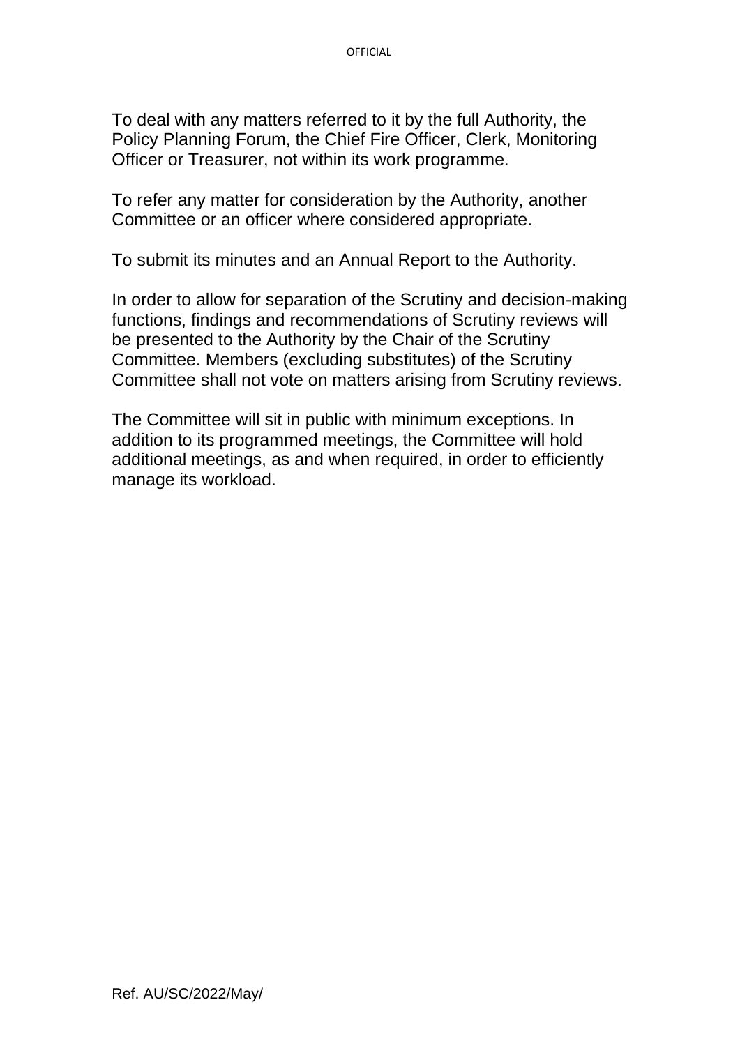To deal with any matters referred to it by the full Authority, the Policy Planning Forum, the Chief Fire Officer, Clerk, Monitoring Officer or Treasurer, not within its work programme.

To refer any matter for consideration by the Authority, another Committee or an officer where considered appropriate.

To submit its minutes and an Annual Report to the Authority.

In order to allow for separation of the Scrutiny and decision-making functions, findings and recommendations of Scrutiny reviews will be presented to the Authority by the Chair of the Scrutiny Committee. Members (excluding substitutes) of the Scrutiny Committee shall not vote on matters arising from Scrutiny reviews.

The Committee will sit in public with minimum exceptions. In addition to its programmed meetings, the Committee will hold additional meetings, as and when required, in order to efficiently manage its workload.

Ref. AU/SC/2022/May/